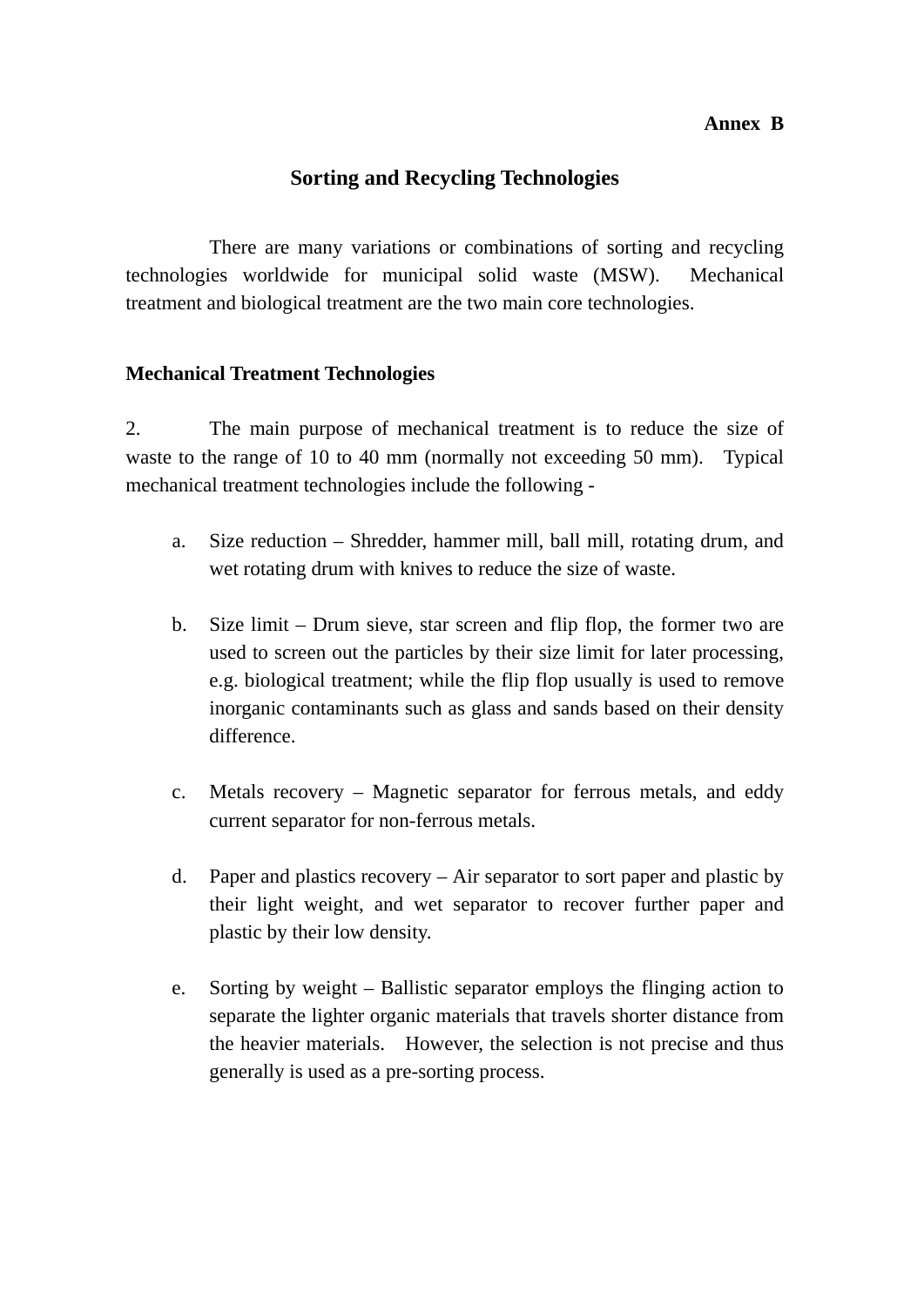**Annex B**

# Sorting and Recycling Technologies

There are many variations or combinations of sorting and recycling technologies worldwide for municipal solid waste (MSW). Mechanical treatment and biological treatment are the two main core technologies.

## Mechanical Treatment Technologies

2. The main purpose of mechanical treatment is to reduce the size of waste to the range of 10 to 40 mm (normally not exceeding 50 mm). Typical mechanical treatment technologies include the following -

a. Size reduction – Shredder, hammer mill, ball mill, rotating drum, and wet rotating drum with knives to reduce the size of waste.

b. Size limit – Drum sieve, star screen and flip flop, the former two are used to screen out the particles by their size limit for later processing, e.g. biological treatment; while the flip flop usually is used to remove inorganic contaminants such as glass and sands based on their density difference.

c. Metals recovery – Magnetic separator for ferrous metals, and eddy current separator for non-ferrous metals.

d. Paper and plastics recovery – Air separator to sort paper and plastic by their light weight, and wet separator to recover further paper and plastic by their low density.

e. Sorting by weight – Ballistic separator employs the flinging action to separate the lighter organic materials that travels shorter distance from the heavier materials. However, the selection is not precise and thus generally is used as a pre-sorting process.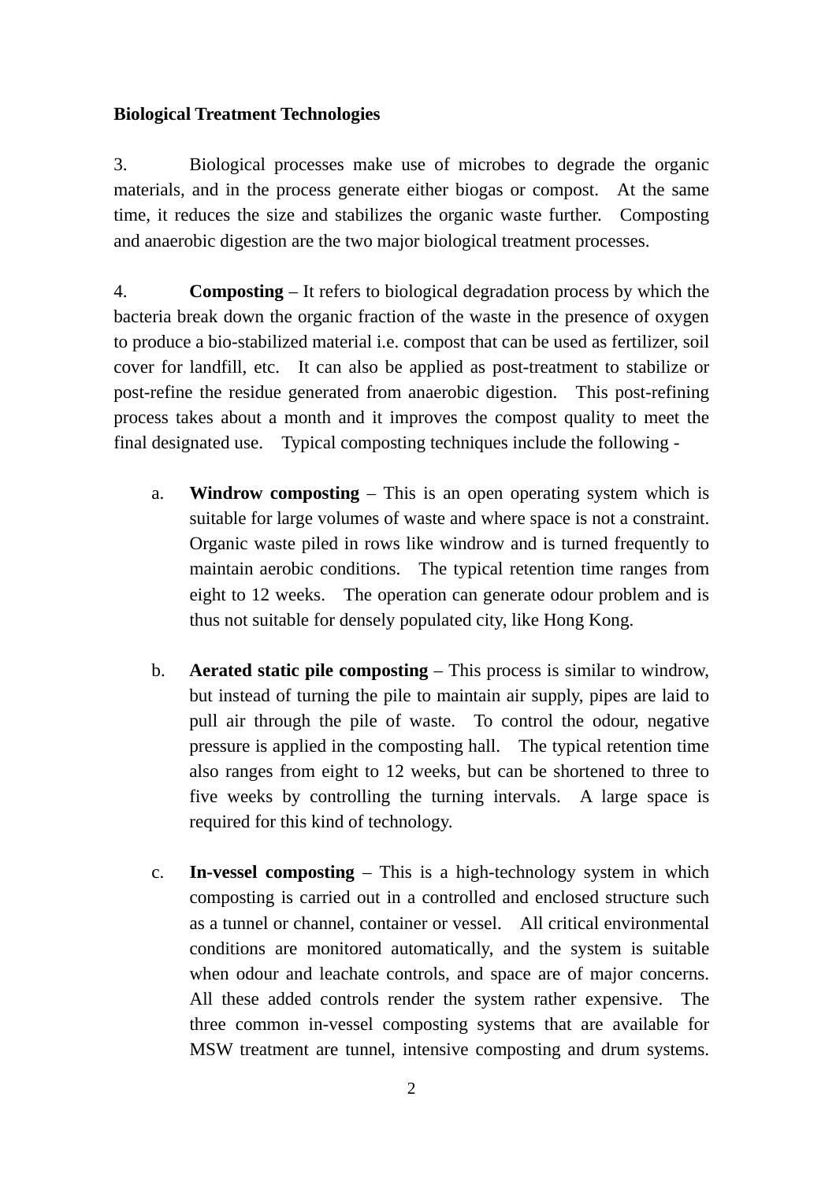**Biological Treatment Technologies**

3. Biological processes make use of microbes to degrade the organic materials, and in the process generate either biogas or compost. At the same time, it reduces the size and stabilizes the organic waste further. Composting and anaerobic digestion are the two major biological treatment processes.

4. **Composting** – It refers to biological degradation process by which the bacteria break down the organic fraction of the waste in the presence of oxygen to produce a bio-stabilized material i.e. compost that can be used as fertilizer, soil cover for landfill, etc. It can also be applied as post-treatment to stabilize or post-refine the residue generated from anaerobic digestion. This post-refining process takes about a month and it improves the compost quality to meet the final designated use. Typical composting techniques include the following -

a. **Windrow composting** – This is an open operating system which is suitable for large volumes of waste and where space is not a constraint. Organic waste piled in rows like windrow and is turned frequently to maintain aerobic conditions. The typical retention time ranges from eight to 12 weeks. The operation can generate odour problem and is thus not suitable for densely populated city, like Hong Kong.

b. **Aerated static pile composting** – This process is similar to windrow, but instead of turning the pile to maintain air supply, pipes are laid to pull air through the pile of waste. To control the odour, negative pressure is applied in the composting hall. The typical retention time also ranges from eight to 12 weeks, but can be shortened to three to five weeks by controlling the turning intervals. A large space is required for this kind of technology.

c. **In-vessel composting** – This is a high-technology system in which composting is carried out in a controlled and enclosed structure such as a tunnel or channel, container or vessel. All critical environmental conditions are monitored automatically, and the system is suitable when odour and leachate controls, and space are of major concerns. All these added controls render the system rather expensive. The three common in-vessel composting systems that are available for MSW treatment are tunnel, intensive composting and drum systems.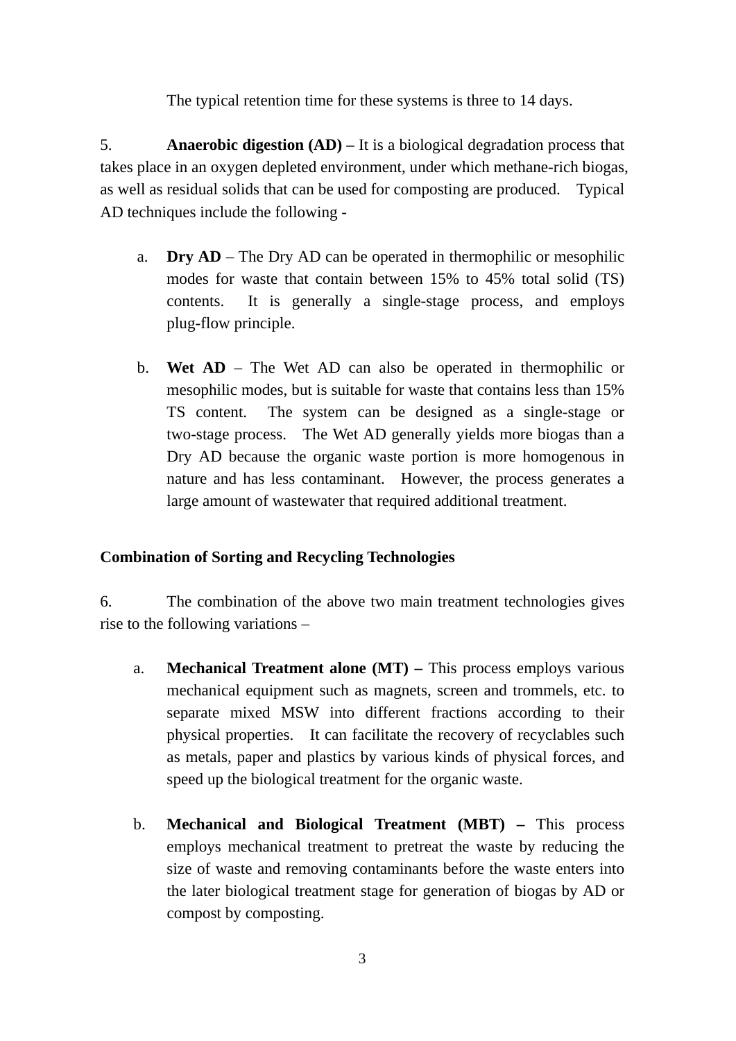The typical retention time for these systems is three to 14 days.

5. **Anaerobic digestion (AD) –** It is a biological degradation process that takes place in an oxygen depleted environment, under which methane-rich biogas, as well as residual solids that can be used for composting are produced. Typical AD techniques include the following -

a. **Dry AD** – The Dry AD can be operated in thermophilic or mesophilic modes for waste that contain between 15% to 45% total solid (TS) contents. It is generally a single-stage process, and employs plug-flow principle.

b. **Wet AD** – The Wet AD can also be operated in thermophilic or mesophilic modes, but is suitable for waste that contains less than 15% TS content. The system can be designed as a single-stage or two-stage process. The Wet AD generally yields more biogas than a Dry AD because the organic waste portion is more homogenous in nature and has less contaminant. However, the process generates a large amount of wastewater that required additional treatment.

**Combination of Sorting and Recycling Technologies**

6. The combination of the above two main treatment technologies gives rise to the following variations –

a. **Mechanical Treatment alone (MT) –** This process employs various mechanical equipment such as magnets, screen and trommels, etc. to separate mixed MSW into different fractions according to their physical properties. It can facilitate the recovery of recyclables such as metals, paper and plastics by various kinds of physical forces, and speed up the biological treatment for the organic waste.

b. **Mechanical and Biological Treatment (MBT) –** This process employs mechanical treatment to pretreat the waste by reducing the size of waste and removing contaminants before the waste enters into the later biological treatment stage for generation of biogas by AD or compost by composting.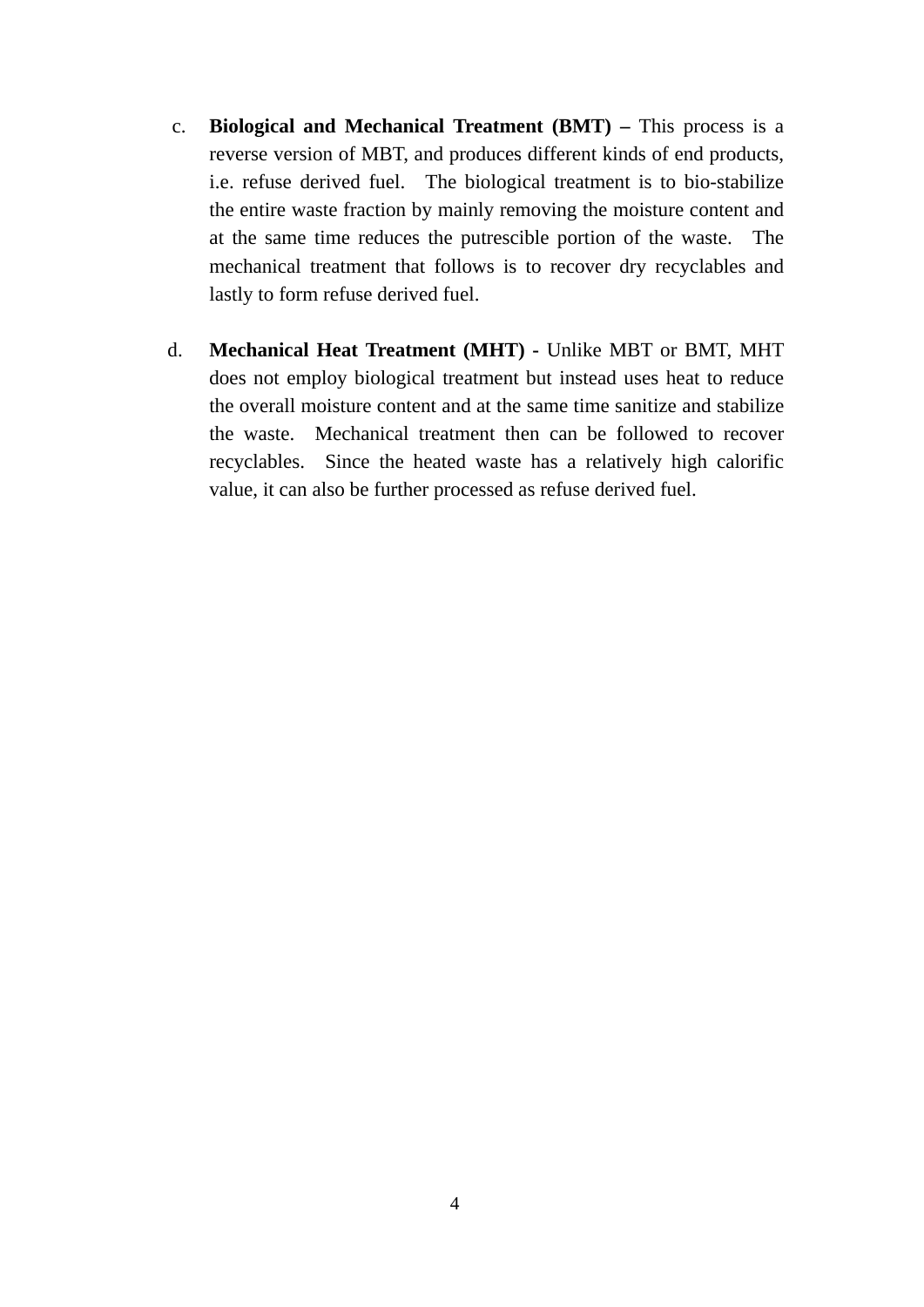c. **Biological and Mechanical Treatment (BMT) –** This process is a reverse version of MBT, and produces different kinds of end products, i.e. refuse derived fuel. The biological treatment is to bio-stabilize the entire waste fraction by mainly removing the moisture content and at the same time reduces the putrescible portion of the waste. The mechanical treatment that follows is to recover dry recyclables and lastly to form refuse derived fuel.

d. **Mechanical Heat Treatment (MHT) -** Unlike MBT or BMT, MHT does not employ biological treatment but instead uses heat to reduce the overall moisture content and at the same time sanitize and stabilize the waste. Mechanical treatment then can be followed to recover recyclables. Since the heated waste has a relatively high calorific value, it can also be further processed as refuse derived fuel.